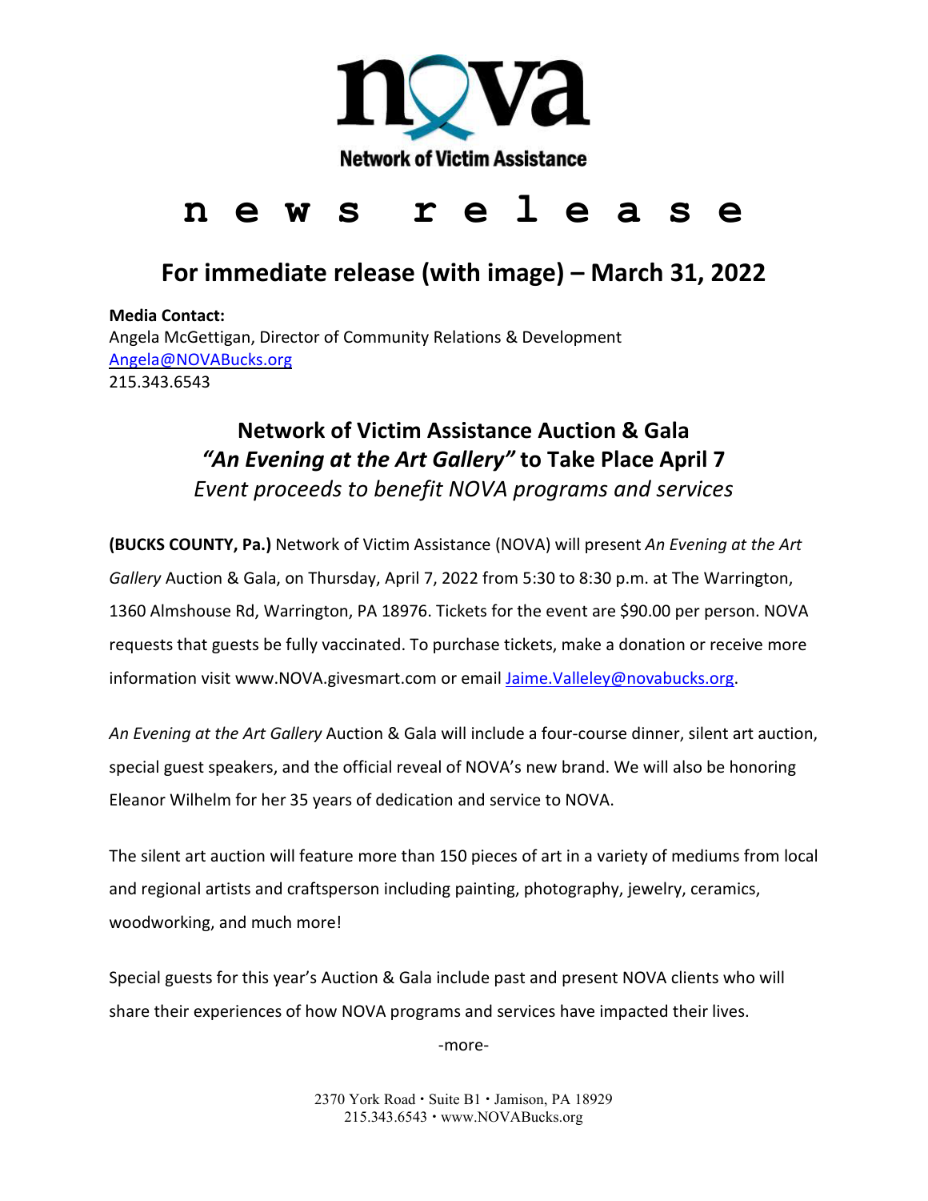**nova**

**Network of Victim Assistance**

# n e w s r e l e a s e

## For immediate release (with image) – March 31, 2022

**Media Contact:**
Angela McGettigan, Director of Community Relations & Development
Angela@NOVABucks.org
215.343.6543

### Network of Victim Assistance Auction & Gala
### *"An Evening at the Art Gallery"* to Take Place April 7
*Event proceeds to benefit NOVA programs and services*

**(BUCKS COUNTY, Pa.)** Network of Victim Assistance (NOVA) will present *An Evening at the Art Gallery* Auction & Gala, on Thursday, April 7, 2022 from 5:30 to 8:30 p.m. at The Warrington, 1360 Almshouse Rd, Warrington, PA 18976. Tickets for the event are $90.00 per person. NOVA requests that guests be fully vaccinated. To purchase tickets, make a donation or receive more information visit www.NOVA.givesmart.com or email Jaime.Valleley@novabucks.org.

*An Evening at the Art Gallery* Auction & Gala will include a four-course dinner, silent art auction, special guest speakers, and the official reveal of NOVA's new brand. We will also be honoring Eleanor Wilhelm for her 35 years of dedication and service to NOVA.

The silent art auction will feature more than 150 pieces of art in a variety of mediums from local and regional artists and craftsperson including painting, photography, jewelry, ceramics, woodworking, and much more!

Special guests for this year's Auction & Gala include past and present NOVA clients who will share their experiences of how NOVA programs and services have impacted their lives.

-more-

2370 York Road • Suite B1 • Jamison, PA 18929
215.343.6543 • www.NOVABucks.org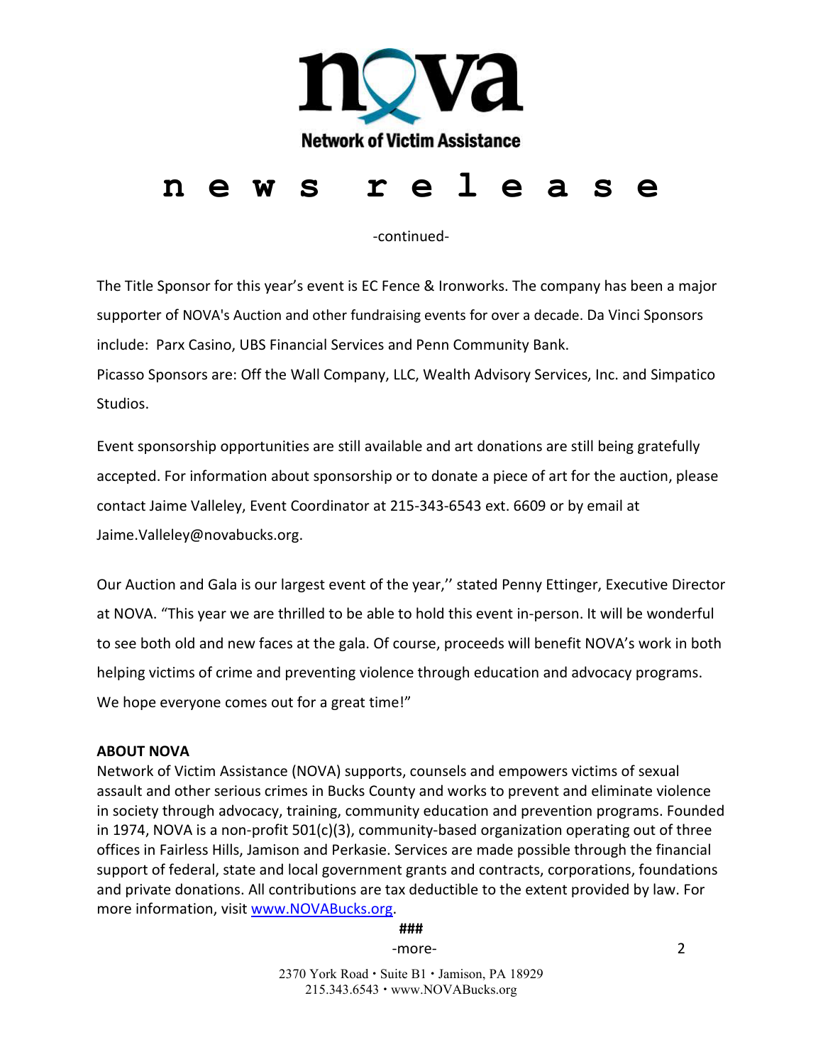**Network of Victim Assistance**

# n e w s r e l e a s e

-continued-

The Title Sponsor for this year's event is EC Fence & Ironworks. The company has been a major supporter of NOVA's Auction and other fundraising events for over a decade. Da Vinci Sponsors include: Parx Casino, UBS Financial Services and Penn Community Bank.
Picasso Sponsors are: Off the Wall Company, LLC, Wealth Advisory Services, Inc. and Simpatico Studios.

Event sponsorship opportunities are still available and art donations are still being gratefully accepted. For information about sponsorship or to donate a piece of art for the auction, please contact Jaime Valleley, Event Coordinator at 215-343-6543 ext. 6609 or by email at Jaime.Valleley@novabucks.org.

Our Auction and Gala is our largest event of the year,'' stated Penny Ettinger, Executive Director at NOVA. "This year we are thrilled to be able to hold this event in-person. It will be wonderful to see both old and new faces at the gala. Of course, proceeds will benefit NOVA's work in both helping victims of crime and preventing violence through education and advocacy programs. We hope everyone comes out for a great time!"

**ABOUT NOVA**

Network of Victim Assistance (NOVA) supports, counsels and empowers victims of sexual assault and other serious crimes in Bucks County and works to prevent and eliminate violence in society through advocacy, training, community education and prevention programs. Founded in 1974, NOVA is a non-profit 501(c)(3), community-based organization operating out of three offices in Fairless Hills, Jamison and Perkasie. Services are made possible through the financial support of federal, state and local government grants and contracts, corporations, foundations and private donations. All contributions are tax deductible to the extent provided by law. For more information, visit [www.NOVABucks.org](http://www.NOVABucks.org).

**###**

-more-

2370 York Road • Suite B1 • Jamison, PA 18929
215.343.6543 • www.NOVABucks.org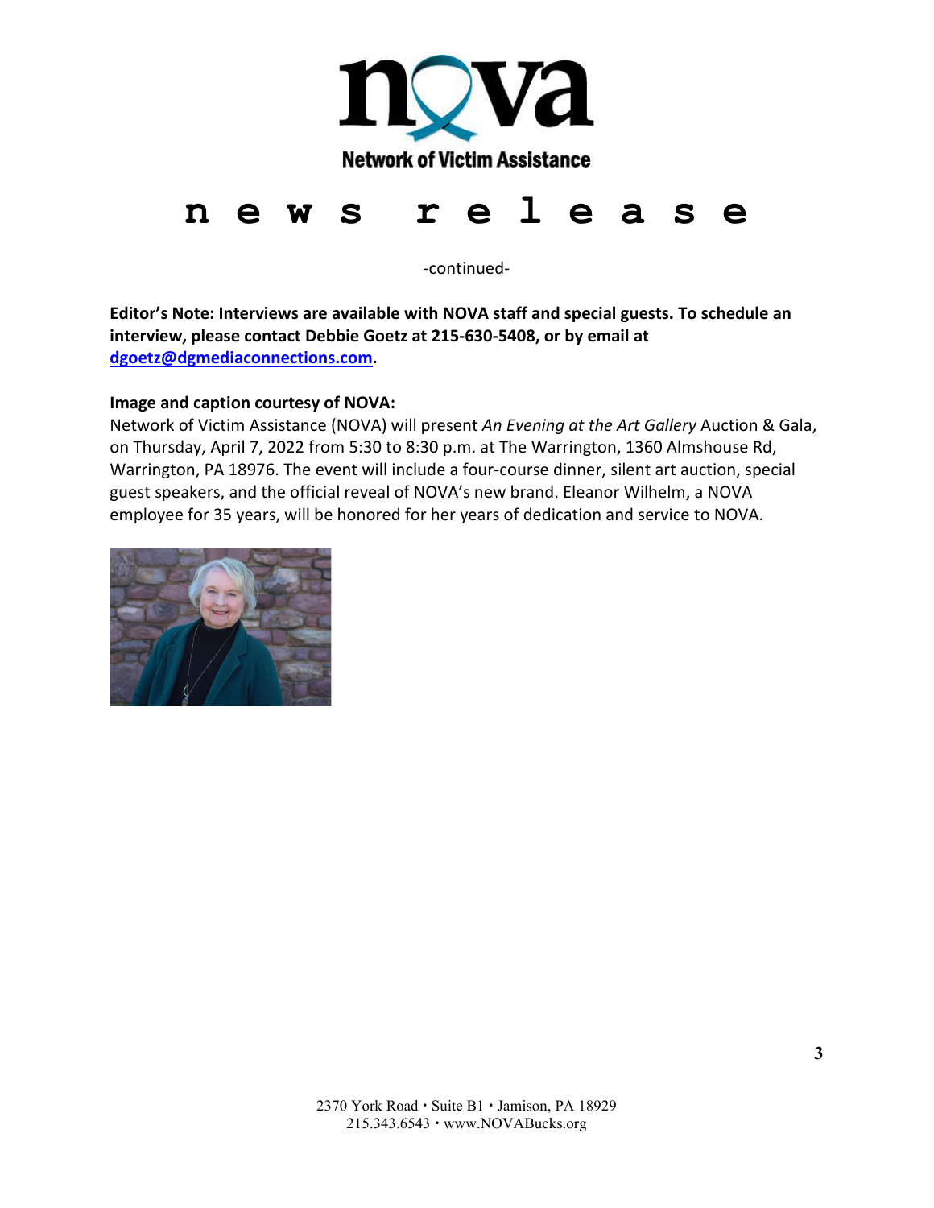**n e w s r e l e a s e**

-continued-

**Editor's Note: Interviews are available with NOVA staff and special guests. To schedule an interview, please contact Debbie Goetz at 215-630-5408, or by email at [dgoetz@dgmediaconnections.com](mailto:dgoetz@dgmediaconnections.com).**

**Image and caption courtesy of NOVA:**

Network of Victim Assistance (NOVA) will present *An Evening at the Art Gallery* Auction & Gala, on Thursday, April 7, 2022 from 5:30 to 8:30 p.m. at The Warrington, 1360 Almshouse Rd, Warrington, PA 18976. The event will include a four-course dinner, silent art auction, special guest speakers, and the official reveal of NOVA's new brand. Eleanor Wilhelm, a NOVA employee for 35 years, will be honored for her years of dedication and service to NOVA.

2370 York Road • Suite B1 • Jamison, PA 18929
215.343.6543 • www.NOVABucks.org